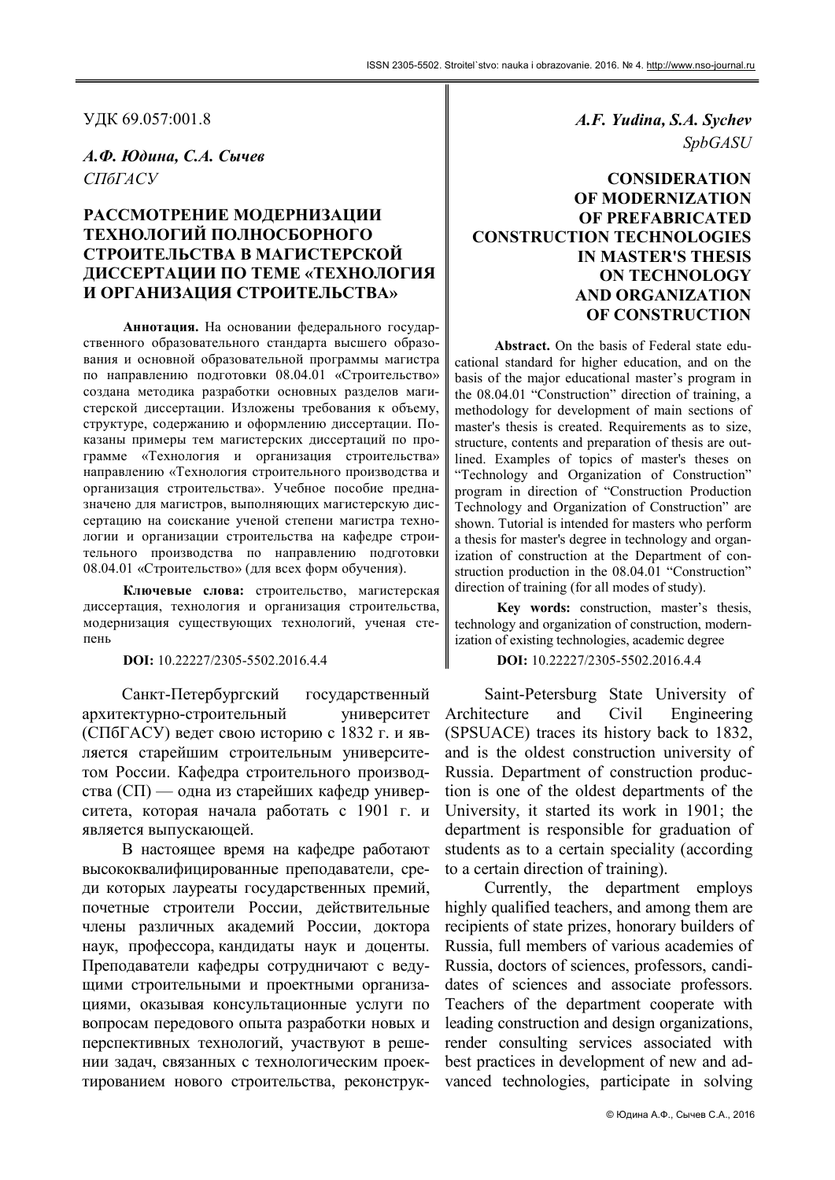УДК 69.057:001.8

*А.Ф. Юдина, С.А. Сычев*
*СПбГАСУ*

# РАССМОТРЕНИЕ МОДЕРНИЗАЦИИ ТЕХНОЛОГИЙ ПОЛНОСБОРНОГО СТРОИТЕЛЬСТВА В МАГИСТЕРСКОЙ ДИССЕРТАЦИИ ПО ТЕМЕ «ТЕХНОЛОГИЯ И ОРГАНИЗАЦИЯ СТРОИТЕЛЬСТВА»

**Аннотация.** На основании федерального государственного образовательного стандарта высшего образования и основной образовательной программы магистра по направлению подготовки 08.04.01 «Строительство» создана методика разработки основных разделов магистерской диссертации. Изложены требования к объему, структуре, содержанию и оформлению диссертации. Показаны примеры тем магистерских диссертаций по программе «Технология и организация строительства» направлению «Технология строительного производства и организация строительства». Учебное пособие предназначено для магистров, выполняющих магистерскую диссертацию на соискание ученой степени магистра технологии и организации строительства на кафедре строительного производства по направлению подготовки 08.04.01 «Строительство» (для всех форм обучения).

**Ключевые слова:** строительство, магистерская диссертация, технология и организация строительства, модернизация существующих технологий, ученая степень

**DOI:** 10.22227/2305-5502.2016.4.4

*A.F. Yudina, S.A. Sychev*
*SpbGASU*

# CONSIDERATION OF MODERNIZATION OF PREFABRICATED CONSTRUCTION TECHNOLOGIES IN MASTER'S THESIS ON TECHNOLOGY AND ORGANIZATION OF CONSTRUCTION

**Abstract.** On the basis of Federal state educational standard for higher education, and on the basis of the major educational master's program in the 08.04.01 "Construction" direction of training, a methodology for development of main sections of master's thesis is created. Requirements as to size, structure, contents and preparation of thesis are outlined. Examples of topics of master's theses on "Technology and Organization of Construction" program in direction of "Construction Production Technology and Organization of Construction" are shown. Tutorial is intended for masters who perform a thesis for master's degree in technology and organization of construction at the Department of construction production in the 08.04.01 "Construction" direction of training (for all modes of study).

**Key words:** construction, master's thesis, technology and organization of construction, modernization of existing technologies, academic degree

**DOI:** 10.22227/2305-5502.2016.4.4

Санкт-Петербургский государственный архитектурно-строительный университет (СПбГАСУ) ведет свою историю с 1832 г. и является старейшим строительным университетом России. Кафедра строительного производства (СП) — одна из старейших кафедр университета, которая начала работать с 1901 г. и является выпускающей.

В настоящее время на кафедре работают высококвалифицированные преподаватели, среди которых лауреаты государственных премий, почетные строители России, действительные члены различных академий России, доктора наук, профессора, кандидаты наук и доценты. Преподаватели кафедры сотрудничают с ведущими строительными и проектными организациями, оказывая консультационные услуги по вопросам передового опыта разработки новых и перспективных технологий, участвуют в решении задач, связанных с технологическим проектированием нового строительства, реконструк-

Saint-Petersburg State University of Architecture and Civil Engineering (SPSUACE) traces its history back to 1832, and is the oldest construction university of Russia. Department of construction production is one of the oldest departments of the University, it started its work in 1901; the department is responsible for graduation of students as to a certain speciality (according to a certain direction of training).

Currently, the department employs highly qualified teachers, and among them are recipients of state prizes, honorary builders of Russia, full members of various academies of Russia, doctors of sciences, professors, candidates of sciences and associate professors. Teachers of the department cooperate with leading construction and design organizations, render consulting services associated with best practices in development of new and advanced technologies, participate in solving

© Юдина А.Ф., Сычев С.А., 2016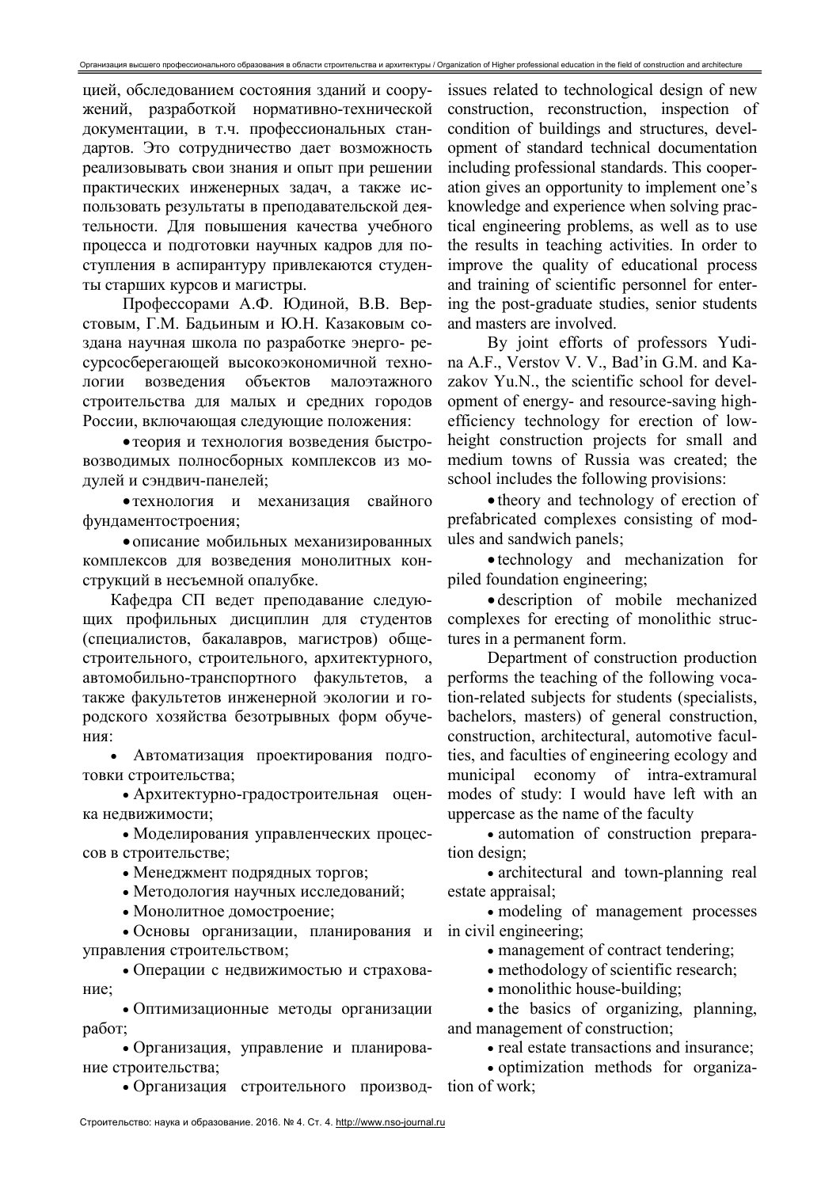цией, обследованием состояния зданий и сооружений, разработкой нормативно-технической документации, в т.ч. профессиональных стандартов. Это сотрудничество дает возможность реализовывать свои знания и опыт при решении практических инженерных задач, а также использовать результаты в преподавательской деятельности. Для повышения качества учебного процесса и подготовки научных кадров для поступления в аспирантуру привлекаются студенты старших курсов и магистры.

Профессорами А.Ф. Юдиной, В.В. Верстовым, Г.М. Бадьиным и Ю.Н. Казаковым создана научная школа по разработке энерго- ресурсосберегающей высокоэкономичной технологии возведения объектов малоэтажного строительства для малых и средних городов России, включающая следующие положения:

- теория и технология возведения быстровозводимых полносборных комплексов из модулей и сэндвич-панелей;
- технология и механизация свайного фундаментостроения;
- описание мобильных механизированных комплексов для возведения монолитных конструкций в несъемной опалубке.

Кафедра СП ведет преподавание следующих профильных дисциплин для студентов (специалистов, бакалавров, магистров) общестроительного, строительного, архитектурного, автомобильно-транспортного факультетов, а также факультетов инженерной экологии и городского хозяйства безотрывных форм обучения:

- Автоматизация проектирования подготовки строительства;
- Архитектурно-градостроительная оценка недвижимости;
- Моделирования управленческих процессов в строительстве;
- Менеджмент подрядных торгов;
- Методология научных исследований;
- Монолитное домостроение;
- Основы организации, планирования и управления строительством;
- Операции с недвижимостью и страхование;
- Оптимизационные методы организации работ;
- Организация, управление и планирование строительства;
- Организация строительного производ-

issues related to technological design of new construction, reconstruction, inspection of condition of buildings and structures, development of standard technical documentation including professional standards. This cooperation gives an opportunity to implement one's knowledge and experience when solving practical engineering problems, as well as to use the results in teaching activities. In order to improve the quality of educational process and training of scientific personnel for entering the post-graduate studies, senior students and masters are involved.

By joint efforts of professors Yudina A.F., Verstov V. V., Bad'in G.M. and Kazakov Yu.N., the scientific school for development of energy- and resource-saving high-efficiency technology for erection of low-height construction projects for small and medium towns of Russia was created; the school includes the following provisions:

- theory and technology of erection of prefabricated complexes consisting of modules and sandwich panels;
- technology and mechanization for piled foundation engineering;
- description of mobile mechanized complexes for erecting of monolithic structures in a permanent form.

Department of construction production performs the teaching of the following vocation-related subjects for students (specialists, bachelors, masters) of general construction, construction, architectural, automotive faculties, and faculties of engineering ecology and municipal economy of intra-extramural modes of study: I would have left with an uppercase as the name of the faculty

- automation of construction preparation design;
- architectural and town-planning real estate appraisal;
- modeling of management processes in civil engineering;
- management of contract tendering;
- methodology of scientific research;
- monolithic house-building;
- the basics of organizing, planning, and management of construction;
- real estate transactions and insurance;
- optimization methods for organization of work;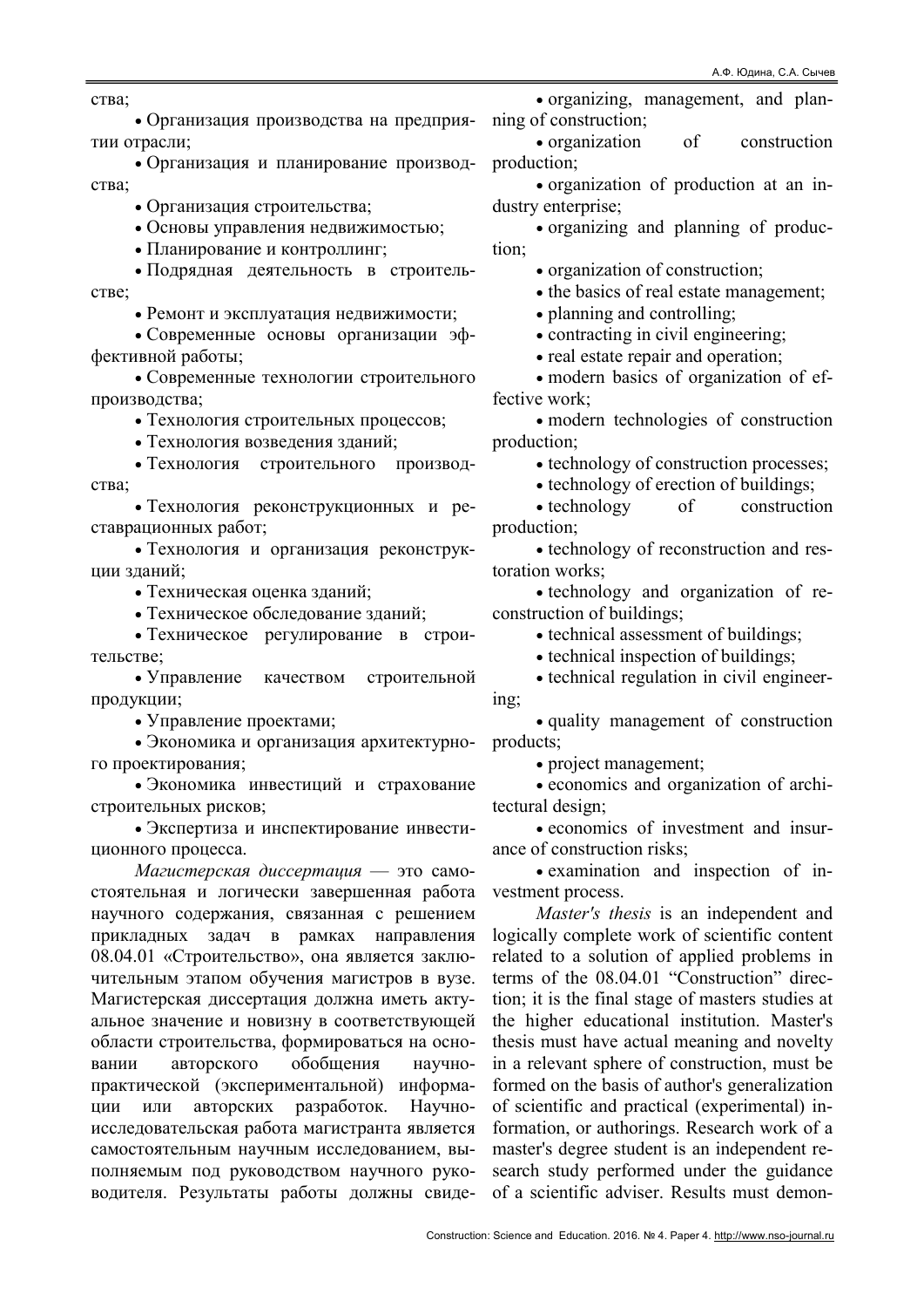ства;

- Организация производства на предприятии отрасли;
- Организация и планирование производства;
- Организация строительства;
- Основы управления недвижимостью;
- Планирование и контроллинг;
- Подрядная деятельность в строительстве;
- Ремонт и эксплуатация недвижимости;
- Современные основы организации эффективной работы;
- Современные технологии строительного производства;
- Технология строительных процессов;
- Технология возведения зданий;
- Технология строительного производства;
- Технология реконструкционных и реставрационных работ;
- Технология и организация реконструкции зданий;
- Техническая оценка зданий;
- Техническое обследование зданий;
- Техническое регулирование в строительстве;
- Управление качеством строительной продукции;
- Управление проектами;
- Экономика и организация архитектурного проектирования;
- Экономика инвестиций и страхование строительных рисков;
- Экспертиза и инспектирование инвестиционного процесса.

*Магистерская диссертация* — это самостоятельная и логически завершенная работа научного содержания, связанная с решением прикладных задач в рамках направления 08.04.01 «Строительство», она является заключительным этапом обучения магистров в вузе. Магистерская диссертация должна иметь актуальное значение и новизну в соответствующей области строительства, формироваться на основании авторского обобщения научно-практической (экспериментальной) информации или авторских разработок. Научно-исследовательская работа магистранта является самостоятельным научным исследованием, выполняемым под руководством научного руководителя. Результаты работы должны свиде-

- organizing, management, and planning of construction;
- organization of construction production;
- organization of production at an industry enterprise;
- organizing and planning of production;
- organization of construction;
- the basics of real estate management;
- planning and controlling;
- contracting in civil engineering;
- real estate repair and operation;
- modern basics of organization of effective work;
- modern technologies of construction production;
- technology of construction processes;
- technology of erection of buildings;
- technology of construction production;
- technology of reconstruction and restoration works;
- technology and organization of reconstruction of buildings;
- technical assessment of buildings;
- technical inspection of buildings;
- technical regulation in civil engineering;
- quality management of construction products;
- project management;
- economics and organization of architectural design;
- economics of investment and insurance of construction risks;
- examination and inspection of investment process.

*Master's thesis* is an independent and logically complete work of scientific content related to a solution of applied problems in terms of the 08.04.01 "Construction" direction; it is the final stage of masters studies at the higher educational institution. Master's thesis must have actual meaning and novelty in a relevant sphere of construction, must be formed on the basis of author's generalization of scientific and practical (experimental) information, or authorings. Research work of a master's degree student is an independent research study performed under the guidance of a scientific adviser. Results must demon-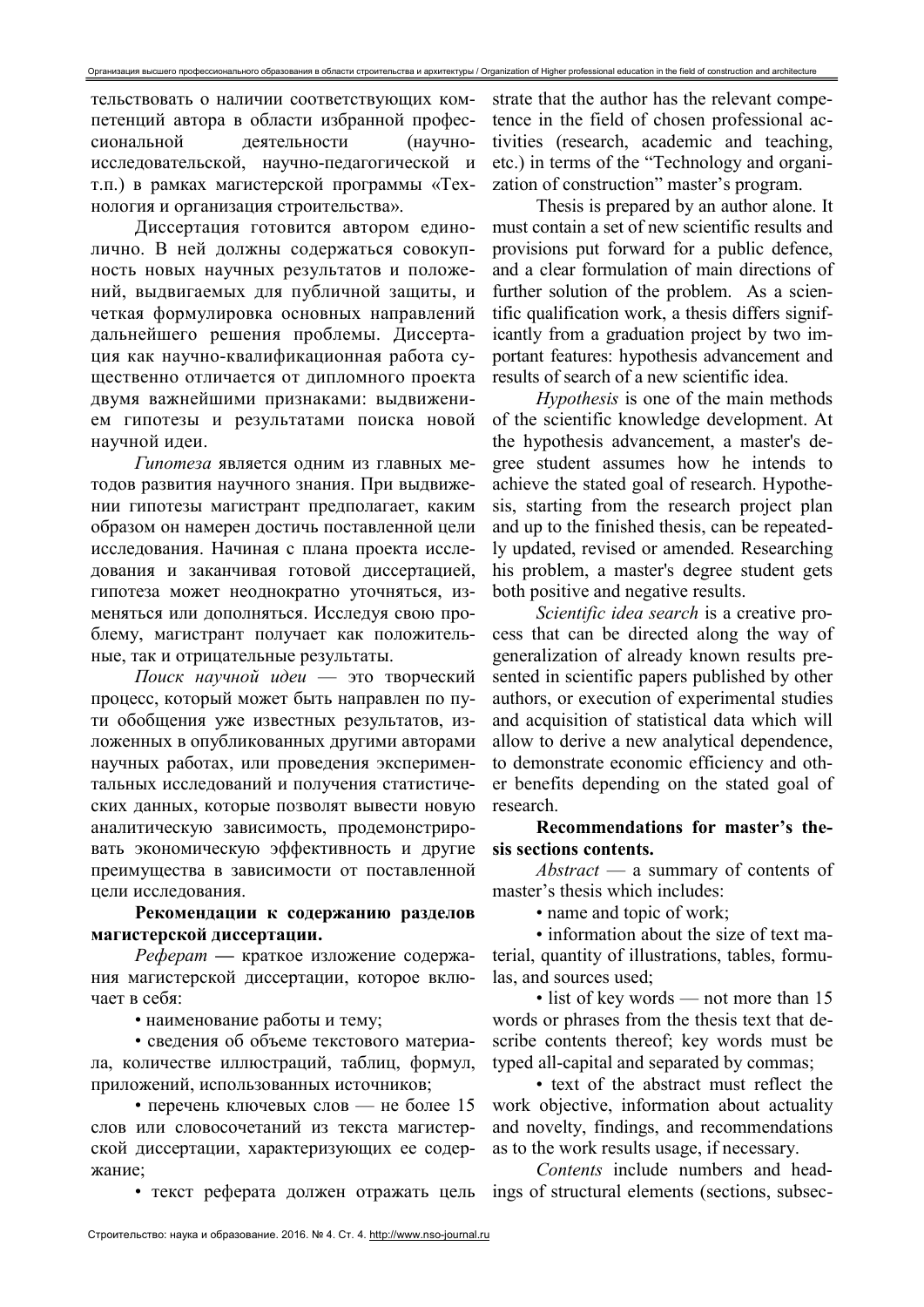тельствовать о наличии соответствующих компетенций автора в области избранной профессиональной деятельности (научно-исследовательской, научно-педагогической и т.п.) в рамках магистерской программы «Технология и организация строительства».

Диссертация готовится автором единолично. В ней должны содержаться совокупность новых научных результатов и положений, выдвигаемых для публичной защиты, и четкая формулировка основных направлений дальнейшего решения проблемы. Диссертация как научно-квалификационная работа существенно отличается от дипломного проекта двумя важнейшими признаками: выдвижением гипотезы и результатами поиска новой научной идеи.

*Гипотеза* является одним из главных методов развития научного знания. При выдвижении гипотезы магистрант предполагает, каким образом он намерен достичь поставленной цели исследования. Начиная с плана проекта исследования и заканчивая готовой диссертацией, гипотеза может неоднократно уточняться, изменяться или дополняться. Исследуя свою проблему, магистрант получает как положительные, так и отрицательные результаты.

*Поиск научной идеи* — это творческий процесс, который может быть направлен по пути обобщения уже известных результатов, изложенных в опубликованных другими авторами научных работах, или проведения экспериментальных исследований и получения статистических данных, которые позволят вывести новую аналитическую зависимость, продемонстрировать экономическую эффективность и другие преимущества в зависимости от поставленной цели исследования.

**Рекомендации к содержанию разделов магистерской диссертации.**

*Реферат* — краткое изложение содержания магистерской диссертации, которое включает в себя:

• наименование работы и тему;

• сведения об объеме текстового материала, количестве иллюстраций, таблиц, формул, приложений, использованных источников;

• перечень ключевых слов — не более 15 слов или словосочетаний из текста магистерской диссертации, характеризующих ее содержание;

• текст реферата должен отражать цель

strate that the author has the relevant competence in the field of chosen professional activities (research, academic and teaching, etc.) in terms of the "Technology and organization of construction" master's program.

Thesis is prepared by an author alone. It must contain a set of new scientific results and provisions put forward for a public defence, and a clear formulation of main directions of further solution of the problem. As a scientific qualification work, a thesis differs significantly from a graduation project by two important features: hypothesis advancement and results of search of a new scientific idea.

*Hypothesis* is one of the main methods of the scientific knowledge development. At the hypothesis advancement, a master's degree student assumes how he intends to achieve the stated goal of research. Hypothesis, starting from the research project plan and up to the finished thesis, can be repeatedly updated, revised or amended. Researching his problem, a master's degree student gets both positive and negative results.

*Scientific idea search* is a creative process that can be directed along the way of generalization of already known results presented in scientific papers published by other authors, or execution of experimental studies and acquisition of statistical data which will allow to derive a new analytical dependence, to demonstrate economic efficiency and other benefits depending on the stated goal of research.

**Recommendations for master's thesis sections contents.**

*Abstract* — a summary of contents of master's thesis which includes:

• name and topic of work;

• information about the size of text material, quantity of illustrations, tables, formulas, and sources used;

• list of key words — not more than 15 words or phrases from the thesis text that describe contents thereof; key words must be typed all-capital and separated by commas;

• text of the abstract must reflect the work objective, information about actuality and novelty, findings, and recommendations as to the work results usage, if necessary.

*Contents* include numbers and headings of structural elements (sections, subsec-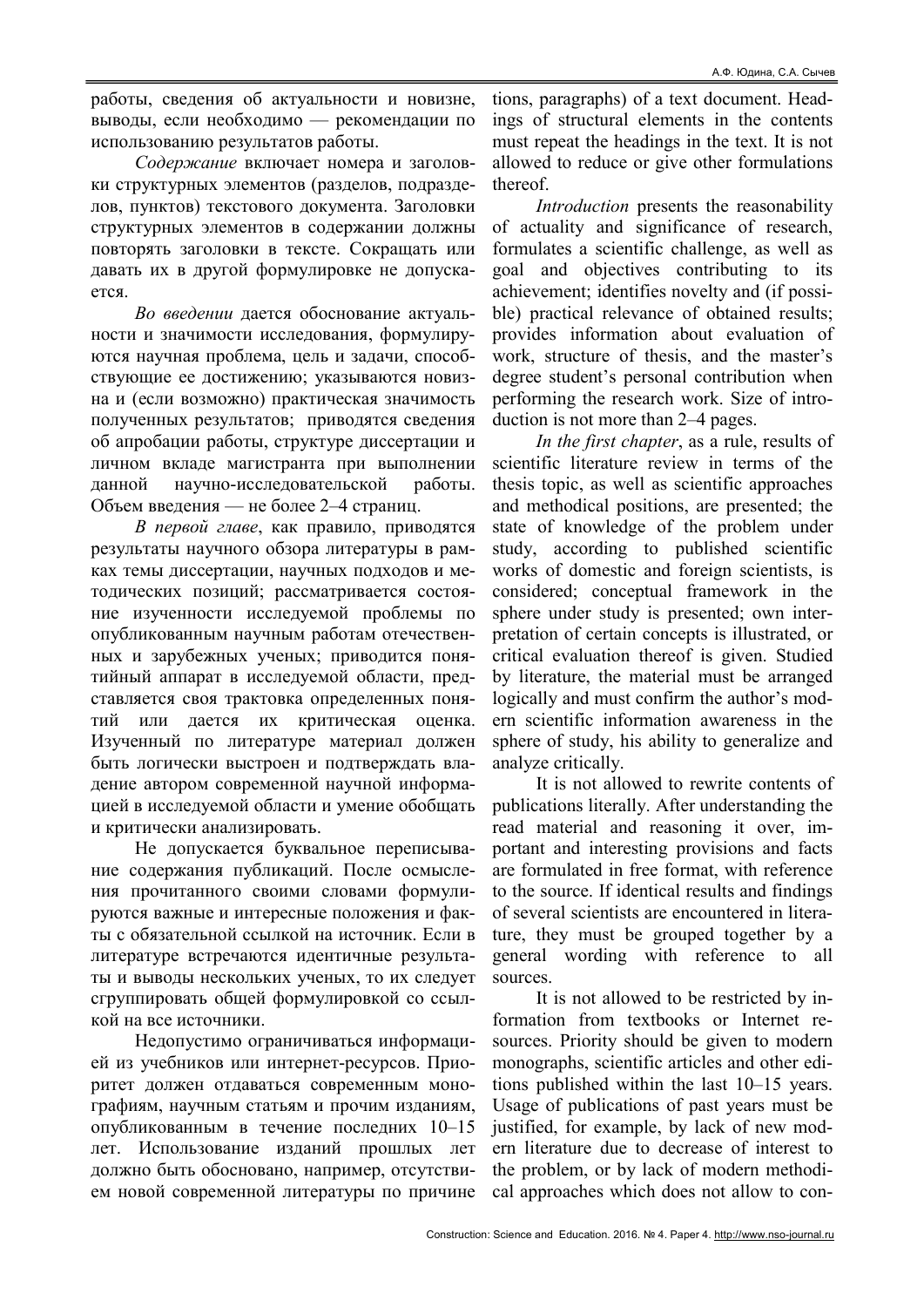работы, сведения об актуальности и новизне, выводы, если необходимо — рекомендации по использованию результатов работы.

*Содержание* включает номера и заголовки структурных элементов (разделов, подразделов, пунктов) текстового документа. Заголовки структурных элементов в содержании должны повторять заголовки в тексте. Сокращать или давать их в другой формулировке не допускается.

*Во введении* дается обоснование актуальности и значимости исследования, формулируются научная проблема, цель и задачи, способствующие ее достижению; указываются новизна и (если возможно) практическая значимость полученных результатов; приводятся сведения об апробации работы, структуре диссертации и личном вкладе магистранта при выполнении данной научно-исследовательской работы. Объем введения — не более 2–4 страниц.

*В первой главе*, как правило, приводятся результаты научного обзора литературы в рамках темы диссертации, научных подходов и методических позиций; рассматривается состояние изученности исследуемой проблемы по опубликованным научным работам отечественных и зарубежных ученых; приводится понятийный аппарат в исследуемой области, представляется своя трактовка определенных понятий или дается их критическая оценка. Изученный по литературе материал должен быть логически выстроен и подтверждать владение автором современной научной информацией в исследуемой области и умение обобщать и критически анализировать.

Не допускается буквальное переписывание содержания публикаций. После осмысления прочитанного своими словами формулируются важные и интересные положения и факты с обязательной ссылкой на источник. Если в литературе встречаются идентичные результаты и выводы нескольких ученых, то их следует сгруппировать общей формулировкой со ссылкой на все источники.

Недопустимо ограничиваться информацией из учебников или интернет-ресурсов. Приоритет должен отдаваться современным монографиям, научным статьям и прочим изданиям, опубликованным в течение последних 10–15 лет. Использование изданий прошлых лет должно быть обосновано, например, отсутствием новой современной литературы по причине

tions, paragraphs) of a text document. Headings of structural elements in the contents must repeat the headings in the text. It is not allowed to reduce or give other formulations thereof.

*Introduction* presents the reasonability of actuality and significance of research, formulates a scientific challenge, as well as goal and objectives contributing to its achievement; identifies novelty and (if possible) practical relevance of obtained results; provides information about evaluation of work, structure of thesis, and the master's degree student's personal contribution when performing the research work. Size of introduction is not more than 2–4 pages.

*In the first chapter*, as a rule, results of scientific literature review in terms of the thesis topic, as well as scientific approaches and methodical positions, are presented; the state of knowledge of the problem under study, according to published scientific works of domestic and foreign scientists, is considered; conceptual framework in the sphere under study is presented; own interpretation of certain concepts is illustrated, or critical evaluation thereof is given. Studied by literature, the material must be arranged logically and must confirm the author's modern scientific information awareness in the sphere of study, his ability to generalize and analyze critically.

It is not allowed to rewrite contents of publications literally. After understanding the read material and reasoning it over, important and interesting provisions and facts are formulated in free format, with reference to the source. If identical results and findings of several scientists are encountered in literature, they must be grouped together by a general wording with reference to all sources.

It is not allowed to be restricted by information from textbooks or Internet resources. Priority should be given to modern monographs, scientific articles and other editions published within the last 10–15 years. Usage of publications of past years must be justified, for example, by lack of new modern literature due to decrease of interest to the problem, or by lack of modern methodical approaches which does not allow to con-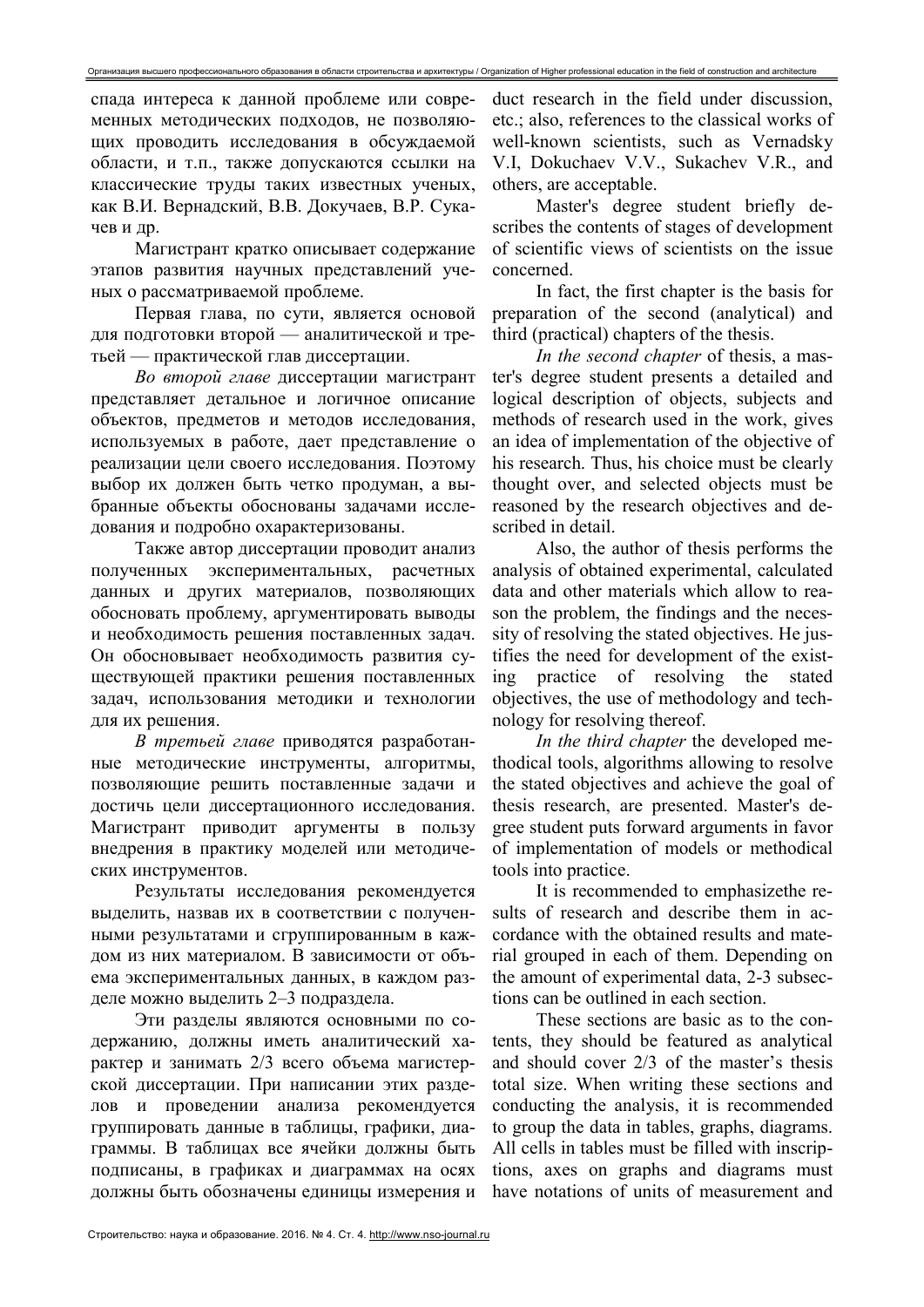спада интереса к данной проблеме или современных методических подходов, не позволяющих проводить исследования в обсуждаемой области, и т.п., также допускаются ссылки на классические труды таких известных ученых, как В.И. Вернадский, В.В. Докучаев, В.Р. Сукачев и др.

Магистрант кратко описывает содержание этапов развития научных представлений ученых о рассматриваемой проблеме.

Первая глава, по сути, является основой для подготовки второй — аналитической и третьей — практической глав диссертации.

*Во второй главе* диссертации магистрант представляет детальное и логичное описание объектов, предметов и методов исследования, используемых в работе, дает представление о реализации цели своего исследования. Поэтому выбор их должен быть четко продуман, а выбранные объекты обоснованы задачами исследования и подробно охарактеризованы.

Также автор диссертации проводит анализ полученных экспериментальных, расчетных данных и других материалов, позволяющих обосновать проблему, аргументировать выводы и необходимость решения поставленных задач. Он обосновывает необходимость развития существующей практики решения поставленных задач, использования методики и технологии для их решения.

*В третьей главе* приводятся разработанные методические инструменты, алгоритмы, позволяющие решить поставленные задачи и достичь цели диссертационного исследования. Магистрант приводит аргументы в пользу внедрения в практику моделей или методических инструментов.

Результаты исследования рекомендуется выделить, назвав их в соответствии с полученными результатами и сгруппированным в каждом из них материалом. В зависимости от объема экспериментальных данных, в каждом разделе можно выделить 2–3 подраздела.

Эти разделы являются основными по содержанию, должны иметь аналитический характер и занимать 2/3 всего объема магистерской диссертации. При написании этих разделов и проведении анализа рекомендуется группировать данные в таблицы, графики, диаграммы. В таблицах все ячейки должны быть подписаны, в графиках и диаграммах на осях должны быть обозначены единицы измерения и

duct research in the field under discussion, etc.; also, references to the classical works of well-known scientists, such as Vernadsky V.I, Dokuchaev V.V., Sukachev V.R., and others, are acceptable.

Master's degree student briefly describes the contents of stages of development of scientific views of scientists on the issue concerned.

In fact, the first chapter is the basis for preparation of the second (analytical) and third (practical) chapters of the thesis.

*In the second chapter* of thesis, a master's degree student presents a detailed and logical description of objects, subjects and methods of research used in the work, gives an idea of implementation of the objective of his research. Thus, his choice must be clearly thought over, and selected objects must be reasoned by the research objectives and described in detail.

Also, the author of thesis performs the analysis of obtained experimental, calculated data and other materials which allow to reason the problem, the findings and the necessity of resolving the stated objectives. He justifies the need for development of the existing practice of resolving the stated objectives, the use of methodology and technology for resolving thereof.

*In the third chapter* the developed methodical tools, algorithms allowing to resolve the stated objectives and achieve the goal of thesis research, are presented. Master's degree student puts forward arguments in favor of implementation of models or methodical tools into practice.

It is recommended to emphasizethe results of research and describe them in accordance with the obtained results and material grouped in each of them. Depending on the amount of experimental data, 2-3 subsections can be outlined in each section.

These sections are basic as to the contents, they should be featured as analytical and should cover 2/3 of the master's thesis total size. When writing these sections and conducting the analysis, it is recommended to group the data in tables, graphs, diagrams. All cells in tables must be filled with inscriptions, axes on graphs and diagrams must have notations of units of measurement and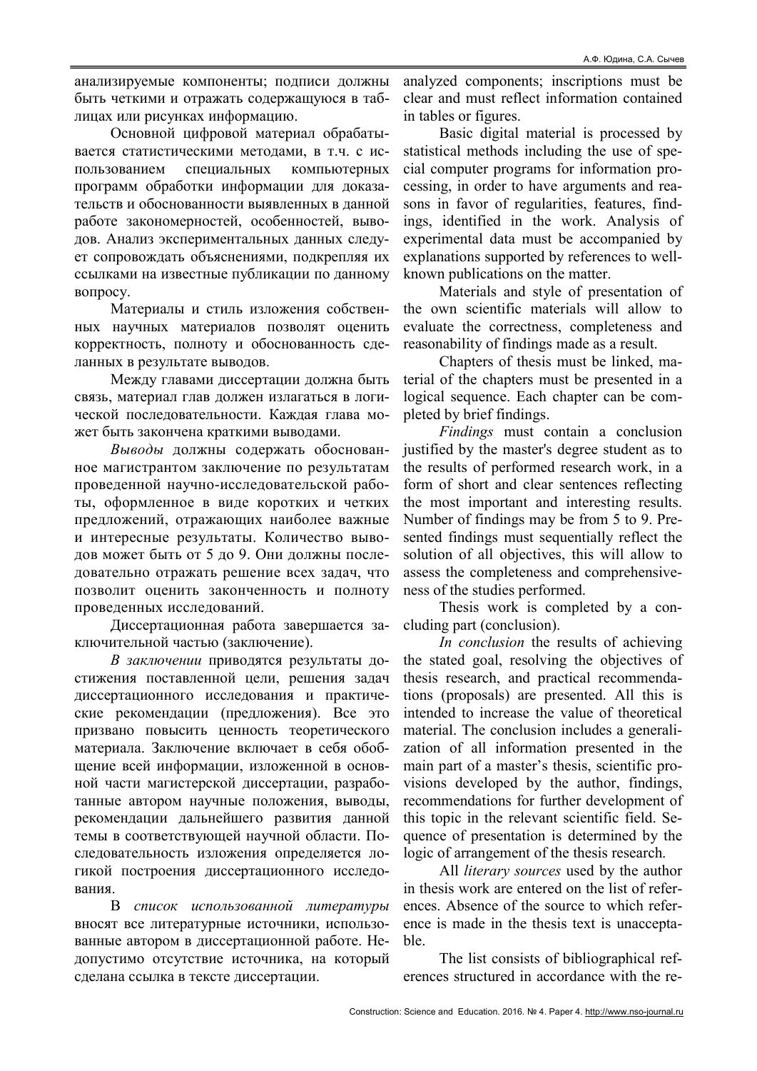анализируемые компоненты; подписи должны быть четкими и отражать содержащуюся в таблицах или рисунках информацию.

Основной цифровой материал обрабатывается статистическими методами, в т.ч. с использованием специальных компьютерных программ обработки информации для доказательств и обоснованности выявленных в данной работе закономерностей, особенностей, выводов. Анализ экспериментальных данных следует сопровождать объяснениями, подкрепляя их ссылками на известные публикации по данному вопросу.

Материалы и стиль изложения собственных научных материалов позволят оценить корректность, полноту и обоснованность сделанных в результате выводов.

Между главами диссертации должна быть связь, материал глав должен излагаться в логической последовательности. Каждая глава может быть закончена краткими выводами.

*Выводы* должны содержать обоснованное магистрантом заключение по результатам проведенной научно-исследовательской работы, оформленное в виде коротких и четких предложений, отражающих наиболее важные и интересные результаты. Количество выводов может быть от 5 до 9. Они должны последовательно отражать решение всех задач, что позволит оценить законченность и полноту проведенных исследований.

Диссертационная работа завершается заключительной частью (заключение).

*В заключении* приводятся результаты достижения поставленной цели, решения задач диссертационного исследования и практические рекомендации (предложения). Все это призвано повысить ценность теоретического материала. Заключение включает в себя обобщение всей информации, изложенной в основной части магистерской диссертации, разработанные автором научные положения, выводы, рекомендации дальнейшего развития данной темы в соответствующей научной области. Последовательность изложения определяется логикой построения диссертационного исследования.

В *список использованной литературы* вносят все литературные источники, использованные автором в диссертационной работе. Недопустимо отсутствие источника, на который сделана ссылка в тексте диссертации.

analyzed components; inscriptions must be clear and must reflect information contained in tables or figures.

Basic digital material is processed by statistical methods including the use of special computer programs for information processing, in order to have arguments and reasons in favor of regularities, features, findings, identified in the work. Analysis of experimental data must be accompanied by explanations supported by references to well-known publications on the matter.

Materials and style of presentation of the own scientific materials will allow to evaluate the correctness, completeness and reasonability of findings made as a result.

Chapters of thesis must be linked, material of the chapters must be presented in a logical sequence. Each chapter can be completed by brief findings.

*Findings* must contain a conclusion justified by the master's degree student as to the results of performed research work, in a form of short and clear sentences reflecting the most important and interesting results. Number of findings may be from 5 to 9. Presented findings must sequentially reflect the solution of all objectives, this will allow to assess the completeness and comprehensiveness of the studies performed.

Thesis work is completed by a concluding part (conclusion).

*In conclusion* the results of achieving the stated goal, resolving the objectives of thesis research, and practical recommendations (proposals) are presented. All this is intended to increase the value of theoretical material. The conclusion includes a generalization of all information presented in the main part of a master's thesis, scientific provisions developed by the author, findings, recommendations for further development of this topic in the relevant scientific field. Sequence of presentation is determined by the logic of arrangement of the thesis research.

All *literary sources* used by the author in thesis work are entered on the list of references. Absence of the source to which reference is made in the thesis text is unacceptable.

The list consists of bibliographical references structured in accordance with the re-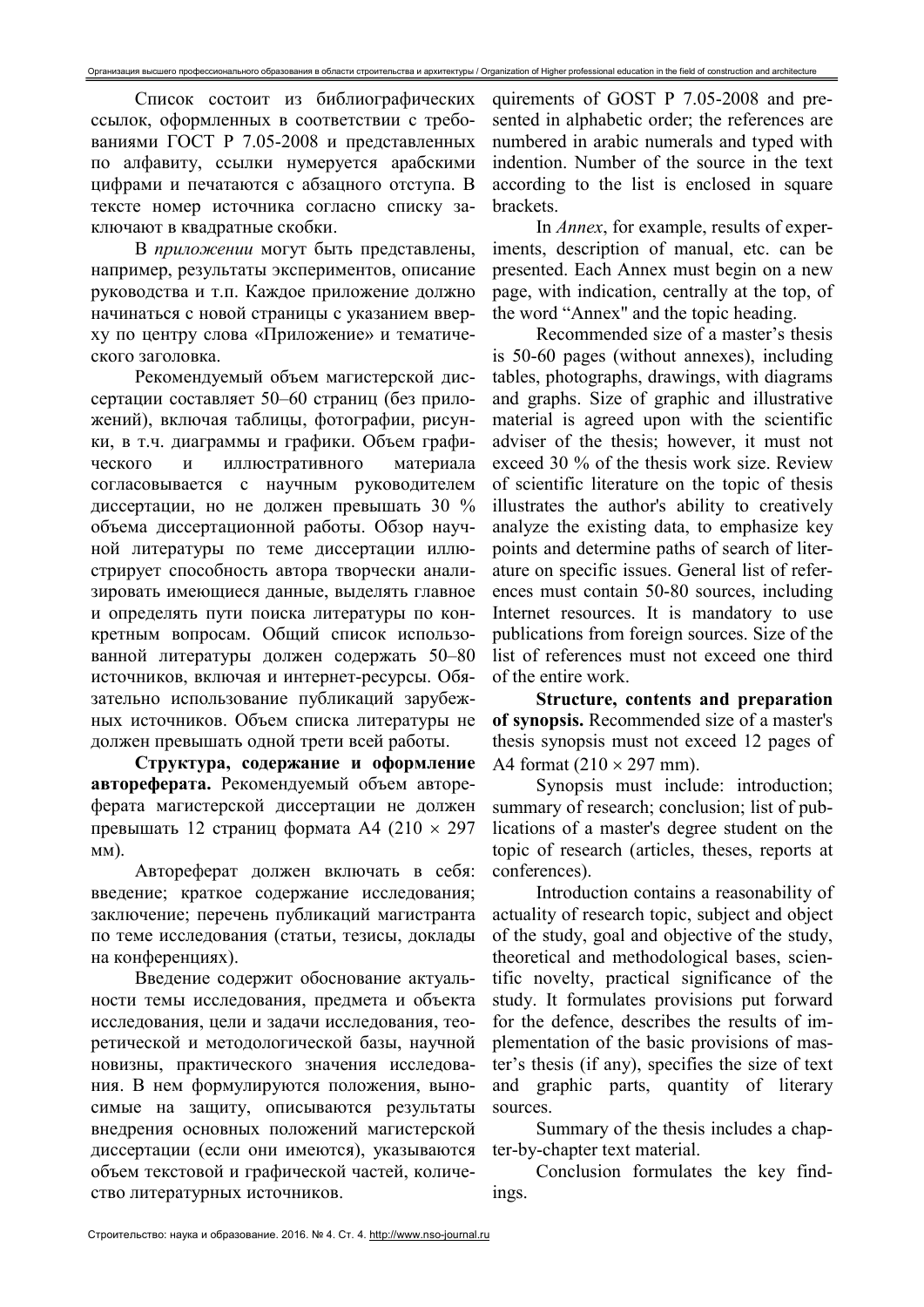Список состоит из библиографических ссылок, оформленных в соответствии с требованиями ГОСТ Р 7.05-2008 и представленных по алфавиту, ссылки нумеруется арабскими цифрами и печатаются с абзацного отступа. В тексте номер источника согласно списку заключают в квадратные скобки.

В *приложении* могут быть представлены, например, результаты экспериментов, описание руководства и т.п. Каждое приложение должно начинаться с новой страницы с указанием вверху по центру слова «Приложение» и тематического заголовка.

Рекомендуемый объем магистерской диссертации составляет 50–60 страниц (без приложений), включая таблицы, фотографии, рисунки, в т.ч. диаграммы и графики. Объем графического и иллюстративного материала согласовывается с научным руководителем диссертации, но не должен превышать 30 % объема диссертационной работы. Обзор научной литературы по теме диссертации иллюстрирует способность автора творчески анализировать имеющиеся данные, выделять главное и определять пути поиска литературы по конкретным вопросам. Общий список использованной литературы должен содержать 50–80 источников, включая и интернет-ресурсы. Обязательно использование публикаций зарубежных источников. Объем списка литературы не должен превышать одной трети всей работы.

**Структура, содержание и оформление автореферата.** Рекомендуемый объем автореферата магистерской диссертации не должен превышать 12 страниц формата А4 (210 × 297 мм).

Автореферат должен включать в себя: введение; краткое содержание исследования; заключение; перечень публикаций магистранта по теме исследования (статьи, тезисы, доклады на конференциях).

Введение содержит обоснование актуальности темы исследования, предмета и объекта исследования, цели и задачи исследования, теоретической и методологической базы, научной новизны, практического значения исследования. В нем формулируются положения, выносимые на защиту, описываются результаты внедрения основных положений магистерской диссертации (если они имеются), указываются объем текстовой и графической частей, количество литературных источников.

quirements of GOST P 7.05-2008 and presented in alphabetic order; the references are numbered in arabic numerals and typed with indention. Number of the source in the text according to the list is enclosed in square brackets.

In *Annex*, for example, results of experiments, description of manual, etc. can be presented. Each Annex must begin on a new page, with indication, centrally at the top, of the word "Annex" and the topic heading.

Recommended size of a master's thesis is 50-60 pages (without annexes), including tables, photographs, drawings, with diagrams and graphs. Size of graphic and illustrative material is agreed upon with the scientific adviser of the thesis; however, it must not exceed 30 % of the thesis work size. Review of scientific literature on the topic of thesis illustrates the author's ability to creatively analyze the existing data, to emphasize key points and determine paths of search of literature on specific issues. General list of references must contain 50-80 sources, including Internet resources. It is mandatory to use publications from foreign sources. Size of the list of references must not exceed one third of the entire work.

**Structure, contents and preparation of synopsis.** Recommended size of a master's thesis synopsis must not exceed 12 pages of A4 format (210 × 297 mm).

Synopsis must include: introduction; summary of research; conclusion; list of publications of a master's degree student on the topic of research (articles, theses, reports at conferences).

Introduction contains a reasonability of actuality of research topic, subject and object of the study, goal and objective of the study, theoretical and methodological bases, scientific novelty, practical significance of the study. It formulates provisions put forward for the defence, describes the results of implementation of the basic provisions of master's thesis (if any), specifies the size of text and graphic parts, quantity of literary sources.

Summary of the thesis includes a chapter-by-chapter text material.

Conclusion formulates the key findings.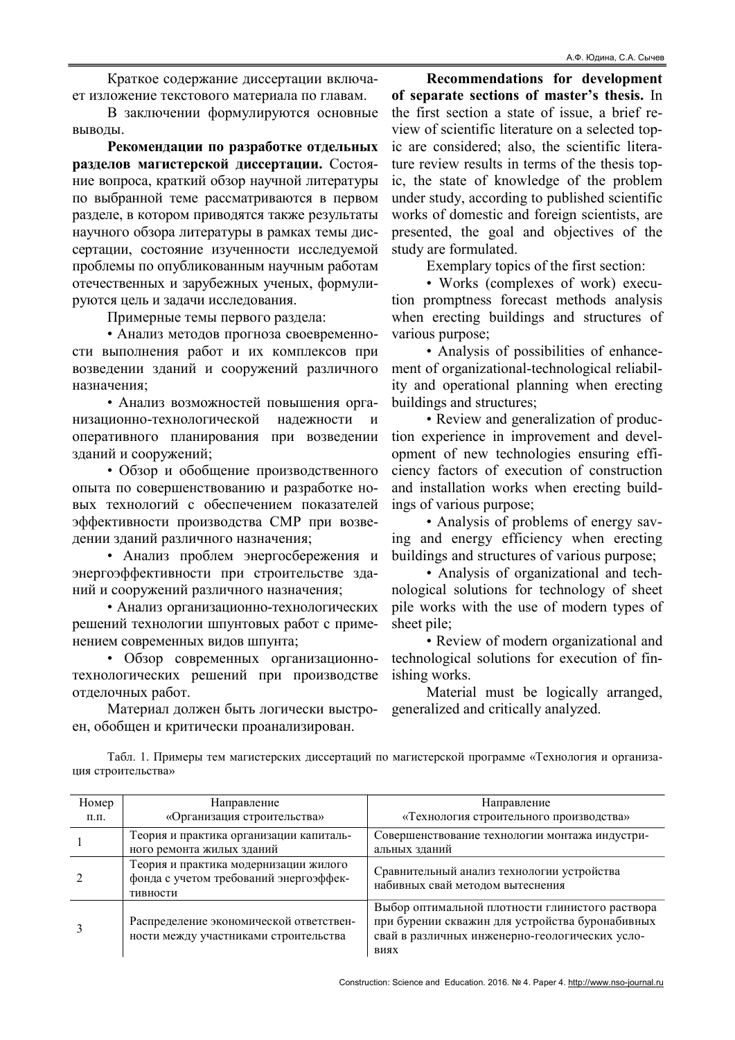Краткое содержание диссертации включает изложение текстового материала по главам.

В заключении формулируются основные выводы.

**Рекомендации по разработке отдельных разделов магистерской диссертации.** Состояние вопроса, краткий обзор научной литературы по выбранной теме рассматриваются в первом разделе, в котором приводятся также результаты научного обзора литературы в рамках темы диссертации, состояние изученности исследуемой проблемы по опубликованным научным работам отечественных и зарубежных ученых, формулируются цель и задачи исследования.

Примерные темы первого раздела:

- Анализ методов прогноза своевременности выполнения работ и их комплексов при возведении зданий и сооружений различного назначения;
- Анализ возможностей повышения организационно-технологической надежности и оперативного планирования при возведении зданий и сооружений;
- Обзор и обобщение производственного опыта по совершенствованию и разработке новых технологий с обеспечением показателей эффективности производства СМР при возведении зданий различного назначения;
- Анализ проблем энергосбережения и энергоэффективности при строительстве зданий и сооружений различного назначения;
- Анализ организационно-технологических решений технологии шпунтовых работ с применением современных видов шпунта;
- Обзор современных организационно-технологических решений при производстве отделочных работ.

Материал должен быть логически выстроен, обобщен и критически проанализирован.

**Recommendations for development of separate sections of master's thesis.** In the first section a state of issue, a brief review of scientific literature on a selected topic are considered; also, the scientific literature review results in terms of the thesis topic, the state of knowledge of the problem under study, according to published scientific works of domestic and foreign scientists, are presented, the goal and objectives of the study are formulated.

Exemplary topics of the first section:

- Works (complexes of work) execution promptness forecast methods analysis when erecting buildings and structures of various purpose;
- Analysis of possibilities of enhancement of organizational-technological reliability and operational planning when erecting buildings and structures;
- Review and generalization of production experience in improvement and development of new technologies ensuring efficiency factors of execution of construction and installation works when erecting buildings of various purpose;
- Analysis of problems of energy saving and energy efficiency when erecting buildings and structures of various purpose;
- Analysis of organizational and technological solutions for technology of sheet pile works with the use of modern types of sheet pile;
- Review of modern organizational and technological solutions for execution of finishing works.

Material must be logically arranged, generalized and critically analyzed.

Табл. 1. Примеры тем магистерских диссертаций по магистерской программе «Технология и организация строительства»

| Номер п.п. | Направление «Организация строительства» | Направление «Технология строительного производства» |
|---|---|---|
| 1 | Теория и практика организации капитального ремонта жилых зданий | Совершенствование технологии монтажа индустриальных зданий |
| 2 | Теория и практика модернизации жилого фонда с учетом требований энергоэффективности | Сравнительный анализ технологии устройства набивных свай методом вытеснения |
| 3 | Распределение экономической ответственности между участниками строительства | Выбор оптимальной плотности глинистого раствора при бурении скважин для устройства буронабивных свай в различных инженерно-геологических условиях |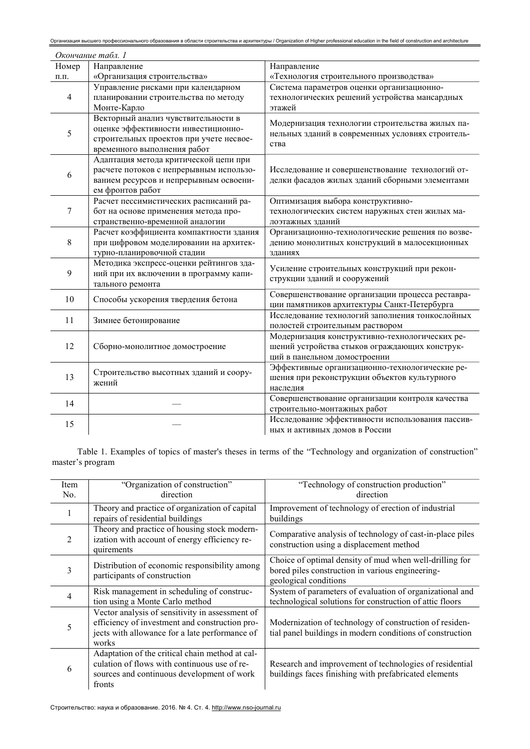*Окончание табл. 1*

| Номер п.п. | Направление «Организация строительства» | Направление «Технология строительного производства» |
|---|---|---|
| 4 | Управление рисками при календарном планировании строительства по методу Монте-Карло | Система параметров оценки организационно-технологических решений устройства мансардных этажей |
| 5 | Векторный анализ чувствительности в оценке эффективности инвестиционно-строительных проектов при учете несвоевременного выполнения работ | Модернизация технологии строительства жилых панельных зданий в современных условиях строительства |
| 6 | Адаптация метода критической цепи при расчете потоков с непрерывным использованием ресурсов и непрерывным освоением фронтов работ | Исследование и совершенствование технологий отделки фасадов жилых зданий сборными элементами |
| 7 | Расчет пессимистических расписаний работ на основе применения метода пространственно-временной аналогии | Оптимизация выбора конструктивно-технологических систем наружных стен жилых малоэтажных зданий |
| 8 | Расчет коэффициента компактности здания при цифровом моделировании на архитектурно-планировочной стадии | Организационно-технологические решения по возведению монолитных конструкций в малосекционных зданиях |
| 9 | Методика экспресс-оценки рейтингов зданий при их включении в программу капитального ремонта | Усиление строительных конструкций при реконструкции зданий и сооружений |
| 10 | Способы ускорения твердения бетона | Совершенствование организации процесса реставрации памятников архитектуры Санкт-Петербурга |
| 11 | Зимнее бетонирование | Исследование технологий заполнения тонкослойных полостей строительным раствором |
| 12 | Сборно-монолитное домостроение | Модернизация конструктивно-технологических решений устройства стыков ограждающих конструкций в панельном домостроении |
| 13 | Строительство высотных зданий и сооружений | Эффективные организационно-технологические решения при реконструкции объектов культурного наследия |
| 14 | — | Совершенствование организации контроля качества строительно-монтажных работ |
| 15 | — | Исследование эффективности использования пассивных и активных домов в России |

Table 1. Examples of topics of master's theses in terms of the “Technology and organization of construction” master’s program

| Item No. | “Organization of construction” direction | “Technology of construction production” direction |
|---|---|---|
| 1 | Theory and practice of organization of capital repairs of residential buildings | Improvement of technology of erection of industrial buildings |
| 2 | Theory and practice of housing stock modernization with account of energy efficiency requirements | Comparative analysis of technology of cast-in-place piles construction using a displacement method |
| 3 | Distribution of economic responsibility among participants of construction | Choice of optimal density of mud when well-drilling for bored piles construction in various engineering-geological conditions |
| 4 | Risk management in scheduling of construction using a Monte Carlo method | System of parameters of evaluation of organizational and technological solutions for construction of attic floors |
| 5 | Vector analysis of sensitivity in assessment of efficiency of investment and construction projects with allowance for a late performance of works | Modernization of technology of construction of residential panel buildings in modern conditions of construction |
| 6 | Adaptation of the critical chain method at calculation of flows with continuous use of resources and continuous development of work fronts | Research and improvement of technologies of residential buildings faces finishing with prefabricated elements |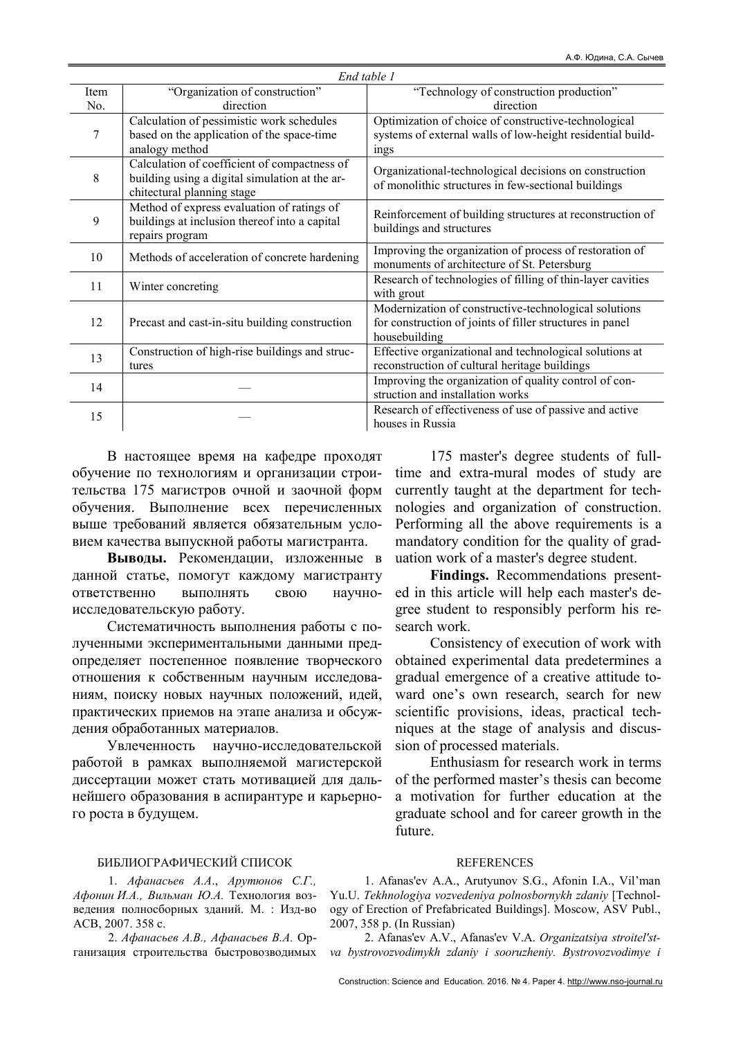*End table 1*

| Item No. | "Organization of construction" direction | "Technology of construction production" direction |
|---|---|---|
| 7 | Calculation of pessimistic work schedules based on the application of the space-time analogy method | Optimization of choice of constructive-technological systems of external walls of low-height residential buildings |
| 8 | Calculation of coefficient of compactness of building using a digital simulation at the architectural planning stage | Organizational-technological decisions on construction of monolithic structures in few-sectional buildings |
| 9 | Method of express evaluation of ratings of buildings at inclusion thereof into a capital repairs program | Reinforcement of building structures at reconstruction of buildings and structures |
| 10 | Methods of acceleration of concrete hardening | Improving the organization of process of restoration of monuments of architecture of St. Petersburg |
| 11 | Winter concreting | Research of technologies of filling of thin-layer cavities with grout |
| 12 | Precast and cast-in-situ building construction | Modernization of constructive-technological solutions for construction of joints of filler structures in panel housebuilding |
| 13 | Construction of high-rise buildings and structures | Effective organizational and technological solutions at reconstruction of cultural heritage buildings |
| 14 | — | Improving the organization of quality control of construction and installation works |
| 15 | — | Research of effectiveness of use of passive and active houses in Russia |

В настоящее время на кафедре проходят обучение по технологиям и организации строительства 175 магистров очной и заочной форм обучения. Выполнение всех перечисленных выше требований является обязательным условием качества выпускной работы магистранта.

**Выводы.** Рекомендации, изложенные в данной статье, помогут каждому магистранту ответственно выполнять свою научно-исследовательскую работу.

Систематичность выполнения работы с полученными экспериментальными данными предопределяет постепенное появление творческого отношения к собственным научным исследованиям, поиску новых научных положений, идей, практических приемов на этапе анализа и обсуждения обработанных материалов.

Увлеченность научно-исследовательской работой в рамках выполняемой магистерской диссертации может стать мотивацией для дальнейшего образования в аспирантуре и карьерного роста в будущем.

175 master's degree students of full-time and extra-mural modes of study are currently taught at the department for technologies and organization of construction. Performing all the above requirements is a mandatory condition for the quality of graduation work of a master's degree student.

**Findings.** Recommendations presented in this article will help each master's degree student to responsibly perform his research work.

Consistency of execution of work with obtained experimental data predetermines a gradual emergence of a creative attitude toward one's own research, search for new scientific provisions, ideas, practical techniques at the stage of analysis and discussion of processed materials.

Enthusiasm for research work in terms of the performed master's thesis can become a motivation for further education at the graduate school and for career growth in the future.

## БИБЛИОГРАФИЧЕСКИЙ СПИСОК

1. *Афанасьев А.А., Арутюнов С.Г., Афонин И.А., Вильман Ю.А.* Технология возведения полносборных зданий. М. : Изд-во АСВ, 2007. 358 с.

2. *Афанасьев А.В., Афанасьев В.А.* Организация строительства быстровозводимых

## REFERENCES

1. Afanas'ev A.A., Arutyunov S.G., Afonin I.A., Vil'man Yu.U. *Tekhnologiya vozvedeniya polnosbornykh zdaniy* [Technology of Erection of Prefabricated Buildings]. Moscow, ASV Publ., 2007, 358 p. (In Russian)

2. Afanas'ev A.V., Afanas'ev V.A. *Organizatsiya stroitel'stva bystrovozvodimykh zdaniy i sooruzheniy. Bystrovozvodimye i*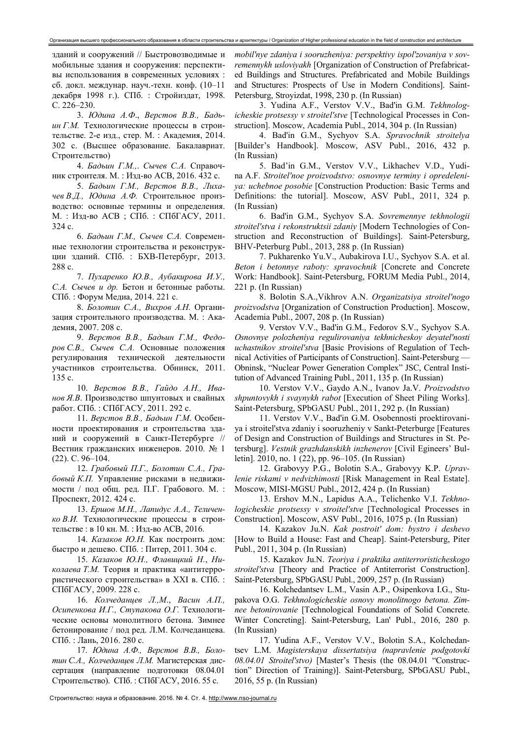зданий и сооружений // Быстровозводимые и мобильные здания и сооружения: перспективы использования в современных условиях : сб. докл. междунар. науч.-техн. конф. (10–11 декабря 1998 г.). СПб. : Стройиздат, 1998. С. 226–230.

3. *Юдина А.Ф., Верстов В.В., Бадьин Г.М.* Технологические процессы в строительстве. 2-е изд., стер. М. : Академия, 2014. 302 с. (Высшее образование. Бакалавриат. Строительство)

4. *Бадьин Г.М.,. Сычев С.А.* Справочник строителя. М. : Изд-во АСВ, 2016. 432 с.

5. *Бадьин Г.М., Верстов В.В., Лихачев В.Д., Юдина А.Ф.* Строительное производство: основные термины и определения. М. : Изд-во АСВ ; СПб. : СПбГАСУ, 2011. 324 с.

6. *Бадьин Г.М., Сычев С.А.* Современные технологии строительства и реконструкции зданий. СПб. : БХВ-Петербург, 2013. 288 с.

7. *Пухаренко Ю.В., Аубакирова И.У., С.А. Сычев и др.* Бетон и бетонные работы. СПб. : Форум Медиа, 2014. 221 с.

8. *Болотин С.А., Вихров А.Н.* Организация строительного производства. М. : Академия, 2007. 208 с.

9. *Верстов В.В., Бадьин Г.М., Федоров С.В., Сычев С.А.* Основные положения регулирования технической деятельности участников строительства. Обнинск, 2011. 135 с.

10. *Верстов В.В., Гайдо А.Н., Иванов Я.В.* Производство шпунтовых и свайных работ. СПб. : СПбГАСУ, 2011. 292 с.

11. *Верстов В.В., Бадьин Г.М.* Особенности проектирования и строительства зданий и сооружений в Санкт-Петербурге // Вестник гражданских инженеров. 2010. № 1 (22). С. 96–104.

12. *Грабовый П.Г., Болотин С.А., Грабовый К.П.* Управление рисками в недвижимости / под общ. ред. П.Г. Грабового. М. : Проспект, 2012. 424 с.

13. *Ершов М.Н., Лапидус А.А., Теличенко В.И.* Технологические процессы в строительстве : в 10 кн. М. : Изд-во АСВ, 2016.

14. *Казаков Ю.Н.* Как построить дом: быстро и дешево. СПб. : Питер, 2011. 304 с.

15. *Казаков Ю.Н., Флавицкий Н., Николаева Т.М.* Теория и практика «антитеррористического строительства» в XXI в. СПб. : СПбГАСУ, 2009. 228 с.

16. *Колчеданцев Л.,М., Васин А.П., Осипенкова И.Г., Ступакова О.Г.* Технологические основы монолитного бетона. Зимнее бетонирование / под ред. Л.М. Колчеданцева. СПб. : Лань, 2016. 280 с.

17. *Юдина А.Ф., Верстов В.В., Болотин С.А., Колчеданцев Л.М.* Магистерская диссертация (направление подготовки 08.04.01 Строительство). СПб. : СПбГАСУ, 2016. 55 с.

*mobil'nye zdaniya i sooruzheniya: perspektivy ispol'zovaniya v sovremennykh usloviyakh* [Organization of Construction of Prefabricated Buildings and Structures. Prefabricated and Mobile Buildings and Structures: Prospects of Use in Modern Conditions]. Saint-Petersburg, Stroyizdat, 1998, 230 p. (In Russian)

3. Yudina A.F., Verstov V.V., Bad'in G.M. *Tekhnologicheskie protsessy v stroitel'stve* [Technological Processes in Construction]. Moscow, Academia Publ., 2014, 304 p. (In Russian)

4. Bad'in G.M., Sychyov S.A. *Spravochnik stroitelya* [Builder's Handbook]. Moscow, ASV Publ., 2016, 432 p. (In Russian)

5. Bad'in G.M., Verstov V.V., Likhachev V.D., Yudina A.F. *Stroitel'noe proizvodstvo: osnovnye terminy i opredeleniya: uchebnoe posobie* [Construction Production: Basic Terms and Definitions: the tutorial]. Moscow, ASV Publ., 2011, 324 p. (In Russian)

6. Bad'in G.M., Sychyov S.A. *Sovremennye tekhnologii stroitel'stva i rekonstruktsii zdaniy* [Modern Technologies of Construction and Reconstruction of Buildings]. Saint-Petersburg, BHV-Peterburg Publ., 2013, 288 p. (In Russian)

7. Pukharenko Yu.V., Aubakirova I.U., Sychyov S.A. et al. *Beton i betonnye raboty: spravochnik* [Concrete and Concrete Work: Handbook]. Saint-Petersburg, FORUM Media Publ., 2014, 221 p. (In Russian)

8. Bolotin S.A.,Vikhrov A.N. *Organizatsiya stroitel'nogo proizvodstva* [Organization of Construction Production]. Moscow, Academia Publ., 2007, 208 p. (In Russian)

9. Verstov V.V., Bad'in G.M., Fedorov S.V., Sychyov S.A. *Osnovnye polozheniya regulirovaniya tekhnicheskoy deyatel'nosti uchastnikov stroitel'stva* [Basic Provisions of Regulation of Technical Activities of Participants of Construction]. Saint-Petersburg — Obninsk, "Nuclear Power Generation Complex" JSC, Central Institution of Advanced Training Publ., 2011, 135 p. (In Russian)

10. Verstov V.V., Gaydo A.N., Ivanov Ja.V. *Proizvodstvo shpuntovykh i svaynykh rabot* [Execution of Sheet Piling Works]. Saint-Petersburg, SPbGASU Publ., 2011, 292 p. (In Russian)

11. Verstov V.V., Bad'in G.M. Osobennosti proektirovaniya i stroitel'stva zdaniy i sooruzheniy v Sankt-Peterburge [Features of Design and Construction of Buildings and Structures in St. Petersburg]. *Vestnik grazhdanskikh inzhenerov* [Civil Egineers' Bulletin]. 2010, no. 1 (22), pp. 96–105. (In Russian)

12. Grabovyy P.G., Bolotin S.A., Grabovyy K.P. *Upravlenie riskami v nedvizhimosti* [Risk Management in Real Estate]. Moscow, MISI-MGSU Publ., 2012, 424 p. (In Russian)

13. Ershov M.N., Lapidus A.A., Telichenko V.I. *Tekhnologicheskie protsessy v stroitel'stve* [Technological Processes in Construction]. Moscow, ASV Publ., 2016, 1075 p. (In Russian)

14. Kazakov Ju.N. *Kak postroit' dom: bystro i deshevo* [How to Build a House: Fast and Cheap]. Saint-Petersburg, Piter Publ., 2011, 304 p. (In Russian)

15. Kazakov Ju.N. *Teoriya i praktika antiterroristicheskogo stroitel'stva* [Theory and Practice of Antiterrorist Construction]. Saint-Petersburg, SPbGASU Publ., 2009, 257 p. (In Russian)

16. Kolchedantsev L.M., Vasin A.P., Osipenkova I.G., Stupakova O.G. *Tekhnologicheskie osnovy monolitnogo betona. Zimnee betonirovanie* [Technological Foundations of Solid Concrete. Winter Concreting]. Saint-Petersburg, Lan' Publ., 2016, 280 p. (In Russian)

17. Yudina A.F., Verstov V.V., Bolotin S.A., Kolchedantsev L.M. *Magisterskaya dissertatsiya (napravlenie podgotovki 08.04.01 Stroitel'stvo)* [Master's Thesis (the 08.04.01 "Construction" Direction of Training)]. Saint-Petersburg, SPbGASU Publ., 2016, 55 p. (In Russian)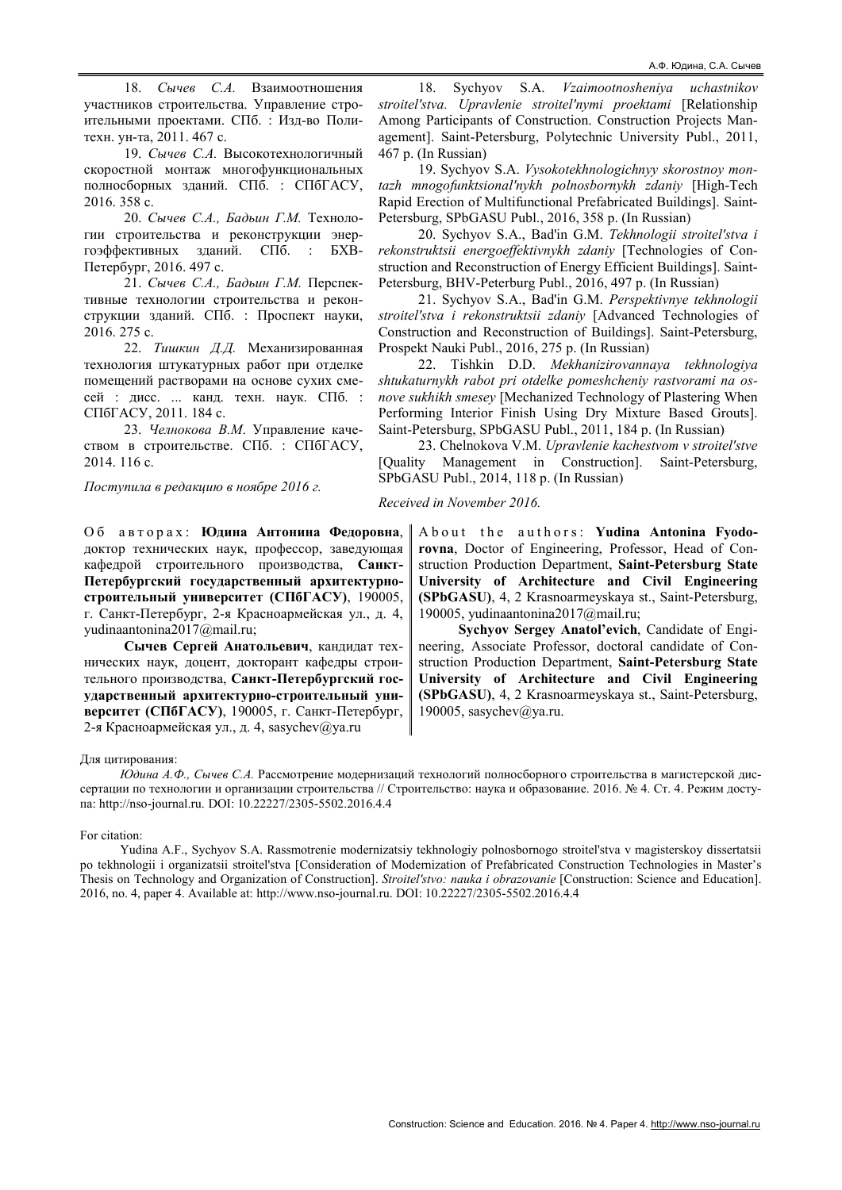18. *Сычев С.А.* Взаимоотношения участников строительства. Управление строительными проектами. СПб. : Изд-во Политехн. ун-та, 2011. 467 с.

19. *Сычев С.А.* Высокотехнологичный скоростной монтаж многофункциональных полносборных зданий. СПб. : СПбГАСУ, 2016. 358 с.

20. *Сычев С.А., Бадьин Г.М.* Технологии строительства и реконструкции энергоэффективных зданий. СПб. : БХВ-Петербург, 2016. 497 с.

21. *Сычев С.А., Бадьин Г.М.* Перспективные технологии строительства и реконструкции зданий. СПб. : Проспект науки, 2016. 275 с.

22. *Тишкин Д.Д.* Механизированная технология штукатурных работ при отделке помещений растворами на основе сухих смесей : дисс. ... канд. техн. наук. СПб. : СПбГАСУ, 2011. 184 с.

23. *Челнокова В.М.* Управление качеством в строительстве. СПб. : СПбГАСУ, 2014. 116 с.

*Поступила в редакцию в ноябре 2016 г.*

18. Sychyov S.A. *Vzaimootnosheniya uchastnikov stroitel'stva. Upravlenie stroitel'nymi proektami* [Relationship Among Participants of Construction. Construction Projects Management]. Saint-Petersburg, Polytechnic University Publ., 2011, 467 p. (In Russian)

19. Sychyov S.A. *Vysokotekhnologichnyy skorostnoy montazh mnogofunktsional'nykh polnosbornykh zdaniy* [High-Tech Rapid Erection of Multifunctional Prefabricated Buildings]. Saint-Petersburg, SPbGASU Publ., 2016, 358 p. (In Russian)

20. Sychyov S.A., Bad'in G.M. *Tekhnologii stroitel'stva i rekonstruktsii energoeffektivnykh zdaniy* [Technologies of Construction and Reconstruction of Energy Efficient Buildings]. Saint-Petersburg, BHV-Peterburg Publ., 2016, 497 p. (In Russian)

21. Sychyov S.A., Bad'in G.M. *Perspektivnye tekhnologii stroitel'stva i rekonstruktsii zdaniy* [Advanced Technologies of Construction and Reconstruction of Buildings]. Saint-Petersburg, Prospekt Nauki Publ., 2016, 275 p. (In Russian)

22. Tishkin D.D. *Mekhanizirovannaya tekhnologiya shtukaturnykh rabot pri otdelke pomeshcheniy rastvorami na osnove sukhikh smesey* [Mechanized Technology of Plastering When Performing Interior Finish Using Dry Mixture Based Grouts]. Saint-Petersburg, SPbGASU Publ., 2011, 184 p. (In Russian)

23. Chelnokova V.M. *Upravlenie kachestvom v stroitel'stve* [Quality Management in Construction]. Saint-Petersburg, SPbGASU Publ., 2014, 118 p. (In Russian)

*Received in November 2016.*

Об авторах: **Юдина Антонина Федоровна**, доктор технических наук, профессор, заведующая кафедрой строительного производства, **Санкт-Петербургский государственный архитектурно-строительный университет (СПбГАСУ)**, 190005, г. Санкт-Петербург, 2-я Красноармейская ул., д. 4, yudinaantonina2017@mail.ru;

**Сычев Сергей Анатольевич**, кандидат технических наук, доцент, докторант кафедры строительного производства, **Санкт-Петербургский государственный архитектурно-строительный университет (СПбГАСУ)**, 190005, г. Санкт-Петербург, 2-я Красноармейская ул., д. 4, sasychev@ya.ru

About the authors: **Yudina Antonina Fyodorovna**, Doctor of Engineering, Professor, Head of Construction Production Department, **Saint-Petersburg State University of Architecture and Civil Engineering (SPbGASU)**, 4, 2 Krasnoarmeyskaya st., Saint-Petersburg, 190005, yudinaantonina2017@mail.ru;

**Sychyov Sergey Anatol'evich**, Candidate of Engineering, Associate Professor, doctoral candidate of Construction Production Department, **Saint-Petersburg State University of Architecture and Civil Engineering (SPbGASU)**, 4, 2 Krasnoarmeyskaya st., Saint-Petersburg, 190005, sasychev@ya.ru.

Для цитирования:

*Юдина А.Ф., Сычев С.А.* Рассмотрение модернизаций технологий полносборного строительства в магистерской диссертации по технологии и организации строительства // Строительство: наука и образование. 2016. № 4. Ст. 4. Режим доступа: http://nso-journal.ru. DOI: 10.22227/2305-5502.2016.4.4

For citation:

Yudina A.F., Sychyov S.A. Rassmotrenie modernizatsiy tekhnologiy polnosbornogo stroitel'stva v magisterskoy dissertatsii po tekhnologii i organizatsii stroitel'stva [Consideration of Modernization of Prefabricated Construction Technologies in Master's Thesis on Technology and Organization of Construction]. *Stroitel'stvo: nauka i obrazovanie* [Construction: Science and Education]. 2016, no. 4, paper 4. Available at: http://www.nso-journal.ru. DOI: 10.22227/2305-5502.2016.4.4